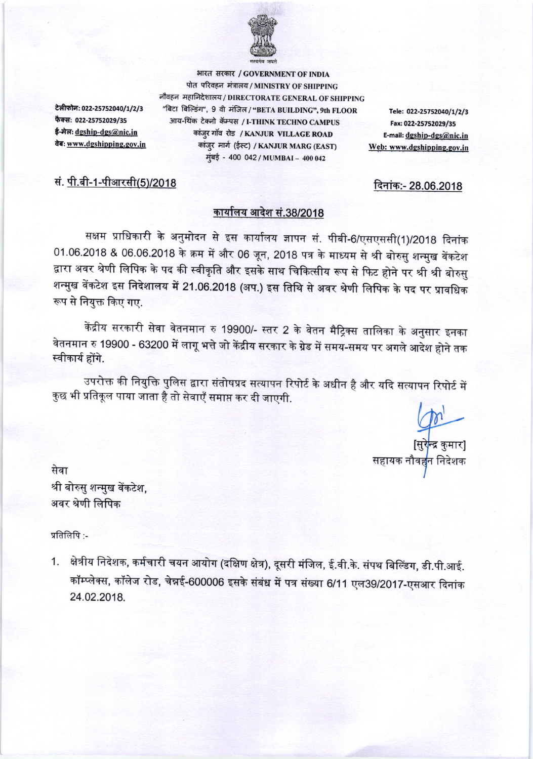भारत सरकार / GOVERNMENT OF INDIA
पोत परिवहन मंत्रालय / MINISTRY OF SHIPPING
नौवहन महानिदेशालय / DIRECTORATE GENERAL OF SHIPPING
"बिटा बिल्डिंग", 9 वी मंजिल / "BETA BUILDING", 9th FLOOR
आय-थिंक टेक्नो कॅम्पस / I-THINK TECHNO CAMPUS
कांजुर गॉंव रोड / KANJUR VILLAGE ROAD
कांजुर मार्ग (ईस्ट) / KANJUR MARG (EAST)
मुंबई - 400 042 / MUMBAI – 400 042

टेलीफोन: 022-25752040/1/2/3
फैक्स: 022-25752029/35
ई-मेल: dgship-dgs@nic.in
वेब: www.dgshipping.gov.in

Tele: 022-25752040/1/2/3
Fax: 022-25752029/35
E-mail: dgship-dgs@nic.in
Web: www.dgshipping.gov.in

सं. पी.बी-1-पीआरसी(5)/2018

दिनांक:- 28.06.2018

## कार्यालय आदेश सं.38/2018

सक्षम प्राधिकारी के अनुमोदन से इस कार्यालय ज्ञापन सं. पीबी-6/एसएससी(1)/2018 दिनांक 01.06.2018 & 06.06.2018 के क्रम में और 06 जून, 2018 पत्र के माध्यम से श्री बोरुसु शन्मुख वेंकटेश द्वारा अवर श्रेणी लिपिक के पद की स्वीकृति और इसके साथ चिकित्सीय रूप से फिट होने पर श्री श्री बोरुसु शन्मुख वेंकटेश इस निदेशालय में 21.06.2018 (अप.) इस तिथि से अवर श्रेणी लिपिक के पद पर प्रावधिक रूप से नियुक्त किए गए.

केंद्रीय सरकारी सेवा वेतनमान रु 19900/- स्तर 2 के वेतन मैट्रिक्स तालिका के अनुसार इनका वेतनमान रु 19900 - 63200 में लागू भत्ते जो केंद्रीय सरकार के ग्रेड में समय-समय पर अगले आदेश होने तक स्वीकार्य होंगे.

उपरोक्त की नियुक्ति पुलिस द्वारा संतोषप्रद सत्यापन रिपोर्ट के अधीन है और यदि सत्यापन रिपोर्ट में कुछ भी प्रतिकूल पाया जाता है तो सेवाएँ समाप्त कर दी जाएगी.

[सुरेन्द्र कुमार]
सहायक नौवहन निदेशक

सेवा
श्री बोरुसु शन्मुख वेंकटेश,
अवर श्रेणी लिपिक

प्रतिलिपि :-

1. क्षेत्रीय निदेशक, कर्मचारी चयन आयोग (दक्षिण क्षेत्र), दूसरी मंजिल, ई.वी.के. संपथ बिल्डिंग, डी.पी.आई. कॉम्प्लेक्स, कॉलेज रोड, चेन्नई-600006 इसके संबंध में पत्र संख्या 6/11 एल39/2017-एसआर दिनांक 24.02.2018.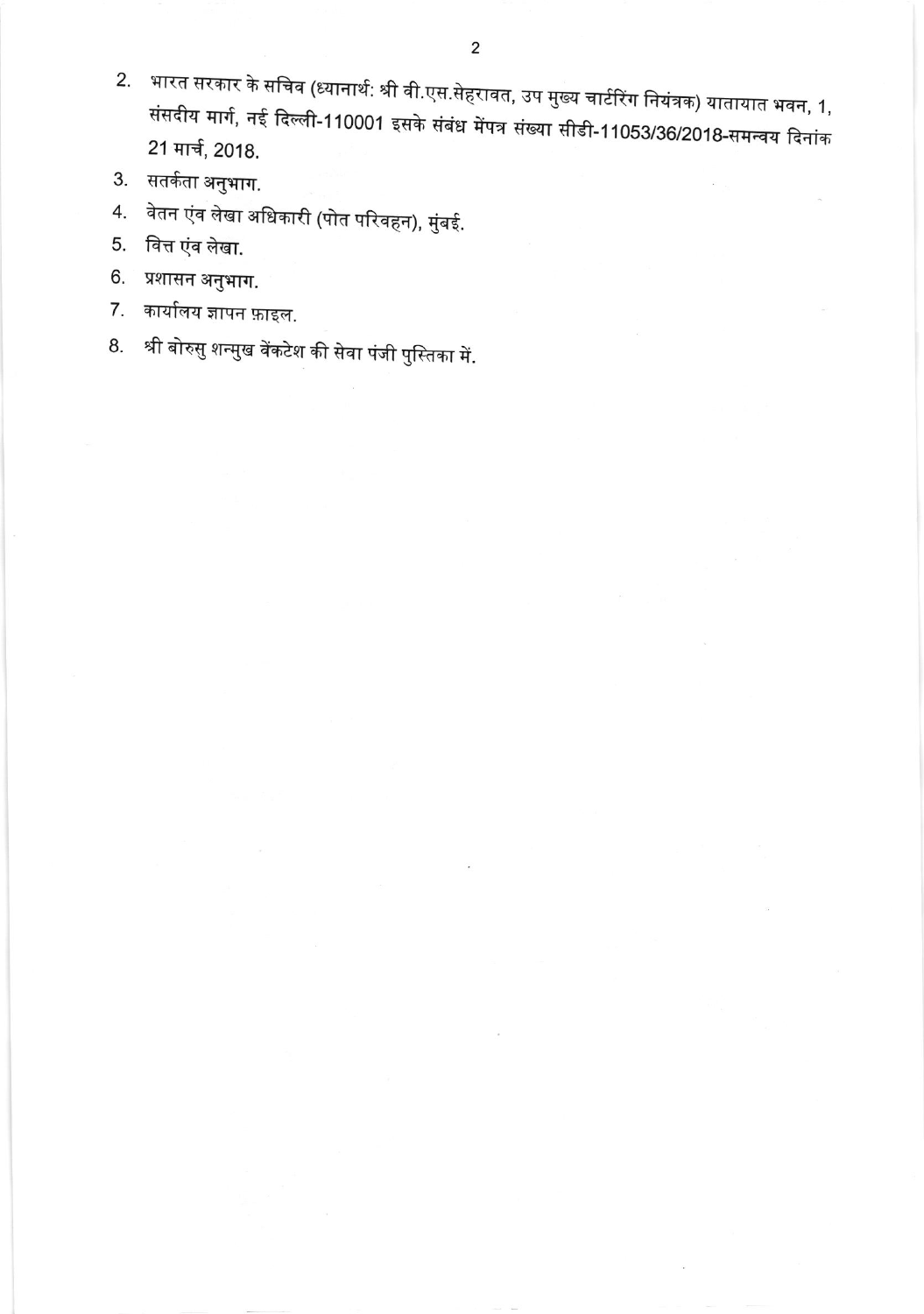2. भारत सरकार के सचिव (ध्यानार्थ: श्री वी.एस.सेहरावत, उप मुख्य चार्टरिंग नियंत्रक) यातायात भवन, 1, संसदीय मार्ग, नई दिल्ली-110001 इसके संबंध मेंपत्र संख्या सीडी-11053/36/2018-समन्वय दिनांक 21 मार्च, 2018.
3. सतर्कता अनुभाग.
4. वेतन एंव लेखा अधिकारी (पोत परिवहन), मुंबई.
5. वित्त एंव लेखा.
6. प्रशासन अनुभाग.
7. कार्यालय ज्ञापन फ़ाइल.
8. श्री बोरुसु शन्मुख वेंकटेश की सेवा पंजी पुस्तिका में.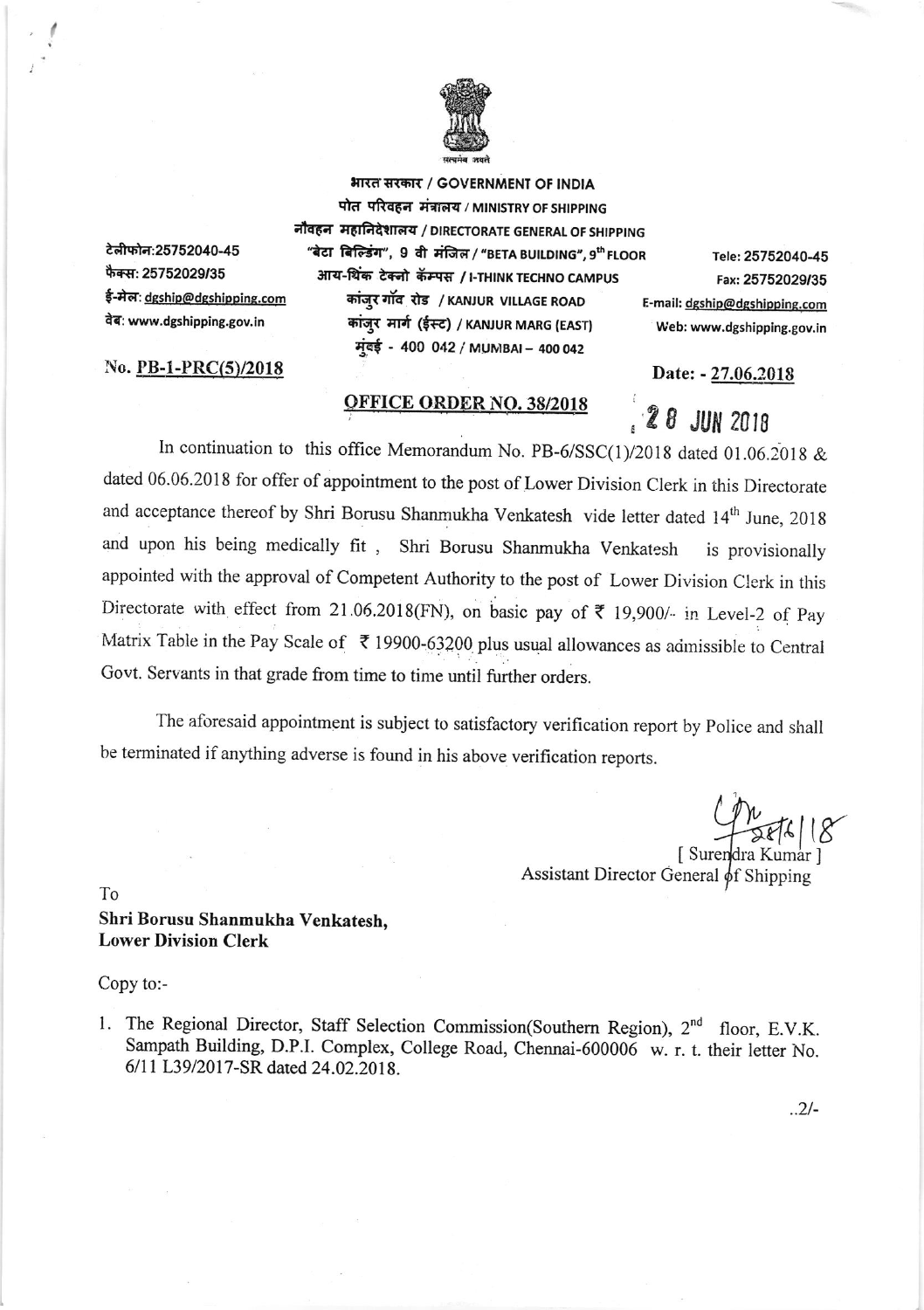भारत सरकार / GOVERNMENT OF INDIA
पोत परिवहन मंत्रालय / MINISTRY OF SHIPPING
नौवहन महानिदेशालय / DIRECTORATE GENERAL OF SHIPPING
"बेटा बिल्डिंग", 9 वी मंजिल / "BETA BUILDING", 9th FLOOR
आय-थिंक टेक्नो कॅम्पस / I-THINK TECHNO CAMPUS
कांजुर गाँव रोड / KANJUR VILLAGE ROAD
कांजुर मार्ग (ईस्ट) / KANJUR MARG (EAST)
मुंबई - 400 042 / MUMBAI – 400 042

टेलीफोन:25752040-45
फैक्स: 25752029/35
ई-मेल: dgship@dgshipping.com
वेब: www.dgshipping.gov.in

Tele: 25752040-45
Fax: 25752029/35
E-mail: dgship@dgshipping.com
Web: www.dgshipping.gov.in

No. PB-1-PRC(5)/2018

Date: - 27.06.2018

**OFFICE ORDER NO. 38/2018**

28 JUN 2018

In continuation to this office Memorandum No. PB-6/SSC(1)/2018 dated 01.06.2018 & dated 06.06.2018 for offer of appointment to the post of Lower Division Clerk in this Directorate and acceptance thereof by Shri Borusu Shanmukha Venkatesh vide letter dated 14th June, 2018 and upon his being medically fit , Shri Borusu Shanmukha Venkatesh is provisionally appointed with the approval of Competent Authority to the post of Lower Division Clerk in this Directorate with effect from 21.06.2018(FN), on basic pay of ₹ 19,900/- in Level-2 of Pay Matrix Table in the Pay Scale of ₹ 19900-63200 plus usual allowances as admissible to Central Govt. Servants in that grade from time to time until further orders.

The aforesaid appointment is subject to satisfactory verification report by Police and shall be terminated if anything adverse is found in his above verification reports.

[ Surendra Kumar ]
Assistant Director General of Shipping

To
**Shri Borusu Shanmukha Venkatesh,**
**Lower Division Clerk**

Copy to:-

1. The Regional Director, Staff Selection Commission(Southern Region), 2nd floor, E.V.K. Sampath Building, D.P.I. Complex, College Road, Chennai-600006 w. r. t. their letter No. 6/11 L39/2017-SR dated 24.02.2018.

..2/-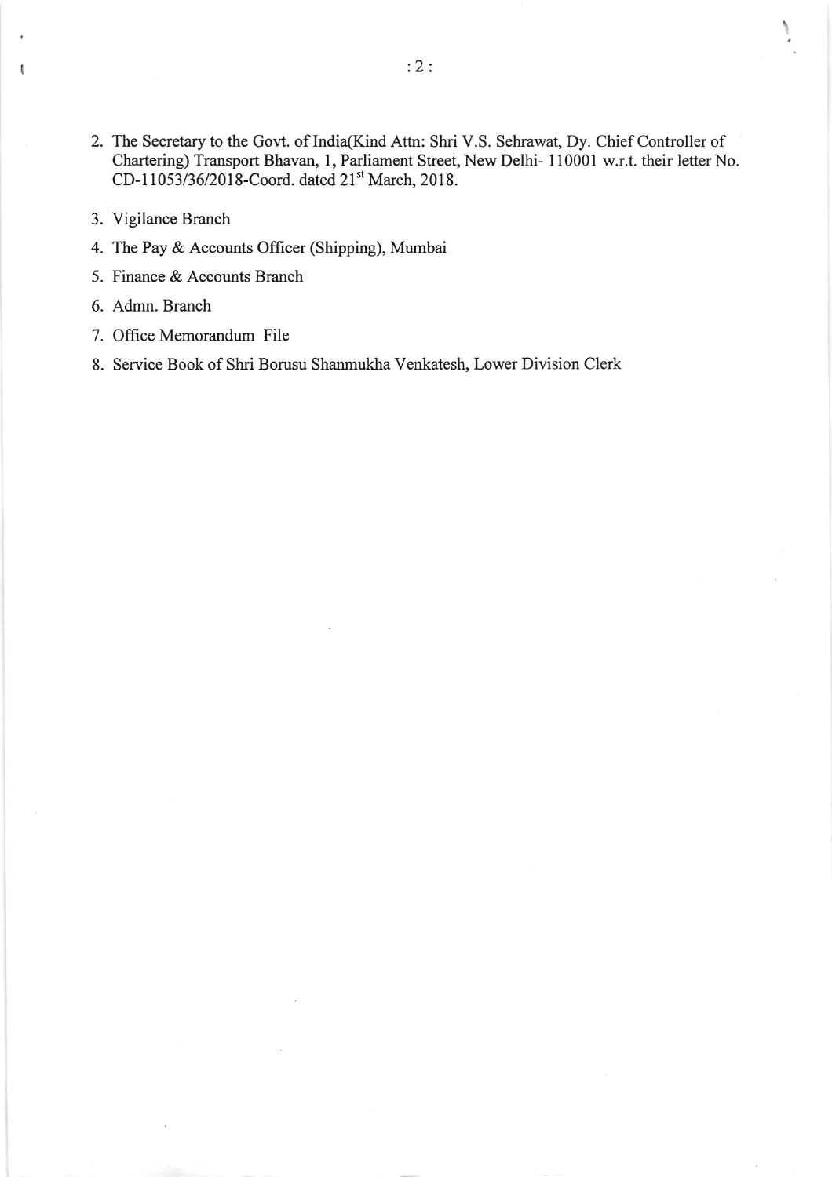2. The Secretary to the Govt. of India(Kind Attn: Shri V.S. Sehrawat, Dy. Chief Controller of Chartering) Transport Bhavan, 1, Parliament Street, New Delhi- 110001 w.r.t. their letter No. CD-11053/36/2018-Coord. dated 21st March, 2018.
3. Vigilance Branch
4. The Pay & Accounts Officer (Shipping), Mumbai
5. Finance & Accounts Branch
6. Admn. Branch
7. Office Memorandum File
8. Service Book of Shri Borusu Shanmukha Venkatesh, Lower Division Clerk